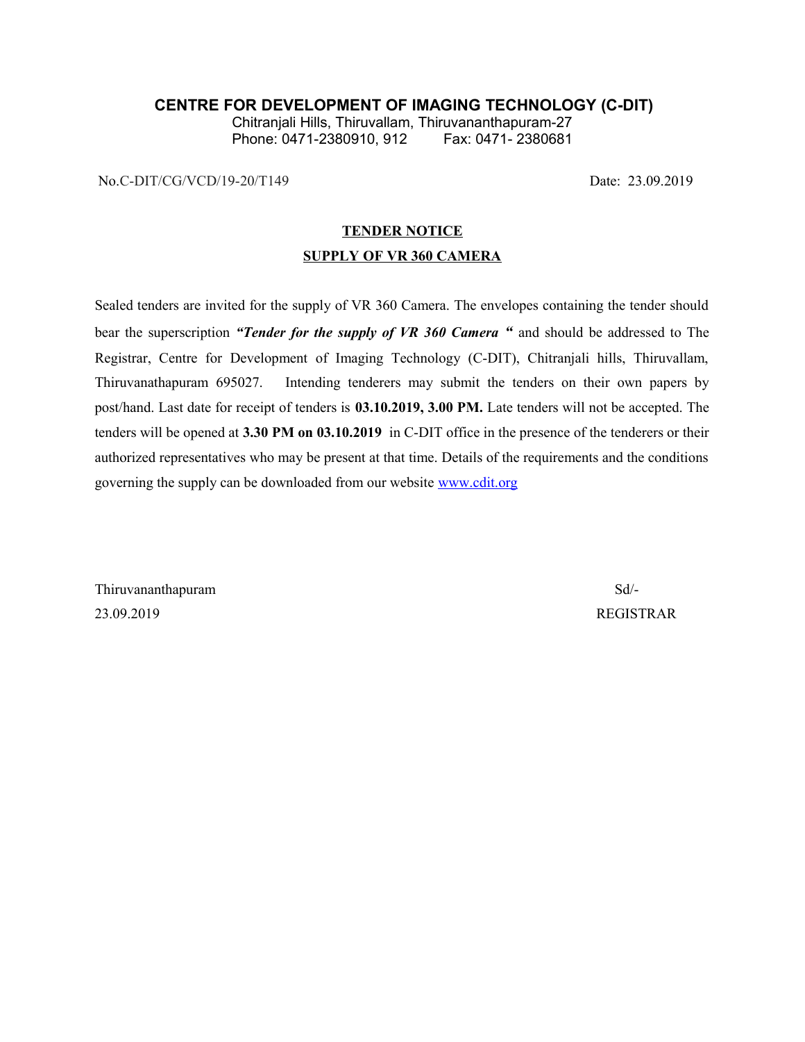# CENTRE FOR DEVELOPMENT OF IMAGING TECHNOLOGY (C-DIT)

Chitranjali Hills, Thiruvallam, Thiruvananthapuram-27

Phone: 0471-2380910, 912 Fax: 0471- 2380681

No.C-DIT/CG/VCD/19-20/T149 Date: 23.09.2019

## TENDER NOTICE

## SUPPLY OF VR 360 CAMERA

Sealed tenders are invited for the supply of VR 360 Camera. The envelopes containing the tender should bear the superscription ***"Tender for the supply of VR 360 Camera "*** and should be addressed to The Registrar, Centre for Development of Imaging Technology (C-DIT), Chitranjali hills, Thiruvallam, Thiruvanathapuram 695027. Intending tenderers may submit the tenders on their own papers by post/hand. Last date for receipt of tenders is **03.10.2019, 3.00 PM.** Late tenders will not be accepted. The tenders will be opened at **3.30 PM on 03.10.2019** in C-DIT office in the presence of the tenderers or their authorized representatives who may be present at that time. Details of the requirements and the conditions governing the supply can be downloaded from our website www.cdit.org

Thiruvananthapuram

23.09.2019

Sd/-

REGISTRAR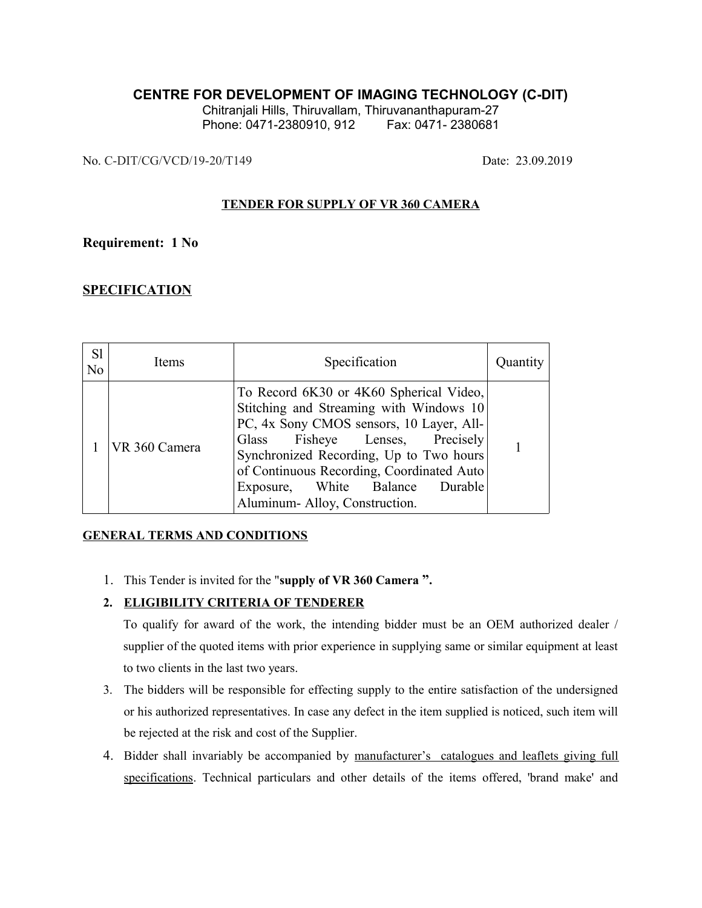# CENTRE FOR DEVELOPMENT OF IMAGING TECHNOLOGY (C-DIT)

Chitranjali Hills, Thiruvallam, Thiruvananthapuram-27
Phone: 0471-2380910, 912     Fax: 0471- 2380681

No. C-DIT/CG/VCD/19-20/T149     Date: 23.09.2019

**TENDER FOR SUPPLY OF VR 360 CAMERA**

**Requirement: 1 No**

## SPECIFICATION

| Sl No | Items | Specification | Quantity |
|---|---|---|---|
| 1 | VR 360 Camera | To Record 6K30 or 4K60 Spherical Video, Stitching and Streaming with Windows 10 PC, 4x Sony CMOS sensors, 10 Layer, All-Glass Fisheye Lenses, Precisely Synchronized Recording, Up to Two hours of Continuous Recording, Coordinated Auto Exposure, White Balance Durable Aluminum- Alloy, Construction. | 1 |

**GENERAL TERMS AND CONDITIONS**

1. This Tender is invited for the "**supply of VR 360 Camera ".**
2. **ELIGIBILITY CRITERIA OF TENDERER**

   To qualify for award of the work, the intending bidder must be an OEM authorized dealer / supplier of the quoted items with prior experience in supplying same or similar equipment at least to two clients in the last two years.
3. The bidders will be responsible for effecting supply to the entire satisfaction of the undersigned or his authorized representatives. In case any defect in the item supplied is noticed, such item will be rejected at the risk and cost of the Supplier.
4. Bidder shall invariably be accompanied by manufacturer's catalogues and leaflets giving full specifications. Technical particulars and other details of the items offered, 'brand make' and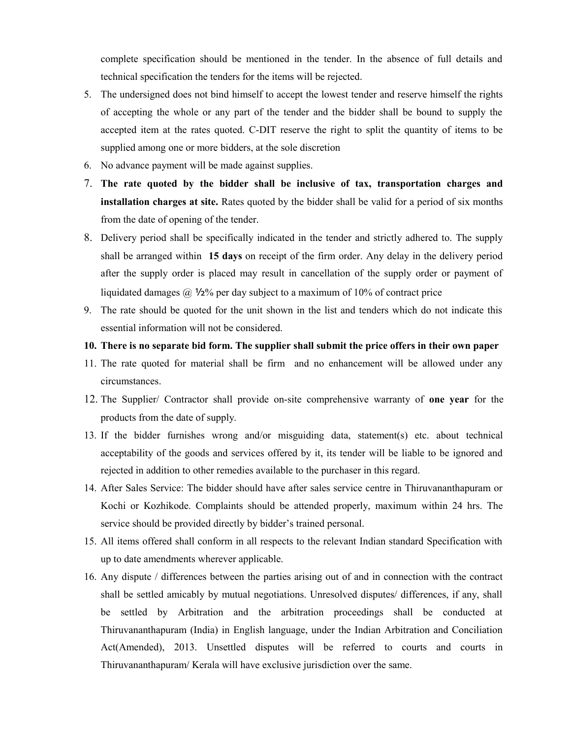complete specification should be mentioned in the tender. In the absence of full details and technical specification the tenders for the items will be rejected.

5. The undersigned does not bind himself to accept the lowest tender and reserve himself the rights of accepting the whole or any part of the tender and the bidder shall be bound to supply the accepted item at the rates quoted. C-DIT reserve the right to split the quantity of items to be supplied among one or more bidders, at the sole discretion
6. No advance payment will be made against supplies.
7. **The rate quoted by the bidder shall be inclusive of tax, transportation charges and installation charges at site.** Rates quoted by the bidder shall be valid for a period of six months from the date of opening of the tender.
8. Delivery period shall be specifically indicated in the tender and strictly adhered to. The supply shall be arranged within **15 days** on receipt of the firm order. Any delay in the delivery period after the supply order is placed may result in cancellation of the supply order or payment of liquidated damages @ ½% per day subject to a maximum of 10% of contract price
9. The rate should be quoted for the unit shown in the list and tenders which do not indicate this essential information will not be considered.
10. **There is no separate bid form. The supplier shall submit the price offers in their own paper**
11. The rate quoted for material shall be firm and no enhancement will be allowed under any circumstances.
12. The Supplier/ Contractor shall provide on-site comprehensive warranty of **one year** for the products from the date of supply.
13. If the bidder furnishes wrong and/or misguiding data, statement(s) etc. about technical acceptability of the goods and services offered by it, its tender will be liable to be ignored and rejected in addition to other remedies available to the purchaser in this regard.
14. After Sales Service: The bidder should have after sales service centre in Thiruvananthapuram or Kochi or Kozhikode. Complaints should be attended properly, maximum within 24 hrs. The service should be provided directly by bidder's trained personal.
15. All items offered shall conform in all respects to the relevant Indian standard Specification with up to date amendments wherever applicable.
16. Any dispute / differences between the parties arising out of and in connection with the contract shall be settled amicably by mutual negotiations. Unresolved disputes/ differences, if any, shall be settled by Arbitration and the arbitration proceedings shall be conducted at Thiruvananthapuram (India) in English language, under the Indian Arbitration and Conciliation Act(Amended), 2013. Unsettled disputes will be referred to courts and courts in Thiruvananthapuram/ Kerala will have exclusive jurisdiction over the same.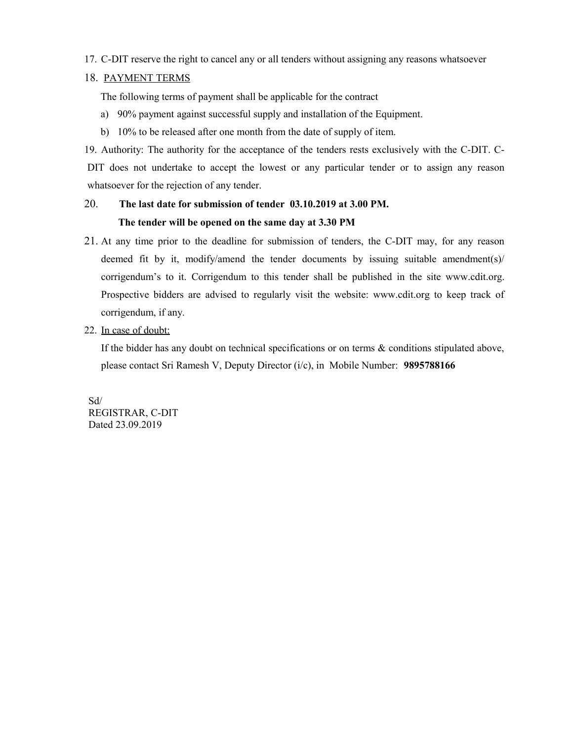17. C-DIT reserve the right to cancel any or all tenders without assigning any reasons whatsoever

18. PAYMENT TERMS

    The following terms of payment shall be applicable for the contract

    a) 90% payment against successful supply and installation of the Equipment.

    b) 10% to be released after one month from the date of supply of item.

19. Authority: The authority for the acceptance of the tenders rests exclusively with the C-DIT. C-DIT does not undertake to accept the lowest or any particular tender or to assign any reason whatsoever for the rejection of any tender.

20. **The last date for submission of tender 03.10.2019 at 3.00 PM.**

    **The tender will be opened on the same day at 3.30 PM**

21. At any time prior to the deadline for submission of tenders, the C-DIT may, for any reason deemed fit by it, modify/amend the tender documents by issuing suitable amendment(s)/ corrigendum's to it. Corrigendum to this tender shall be published in the site www.cdit.org. Prospective bidders are advised to regularly visit the website: www.cdit.org to keep track of corrigendum, if any.

22. In case of doubt:

    If the bidder has any doubt on technical specifications or on terms & conditions stipulated above, please contact Sri Ramesh V, Deputy Director (i/c), in Mobile Number: **9895788166**

Sd/
REGISTRAR, C-DIT
Dated 23.09.2019